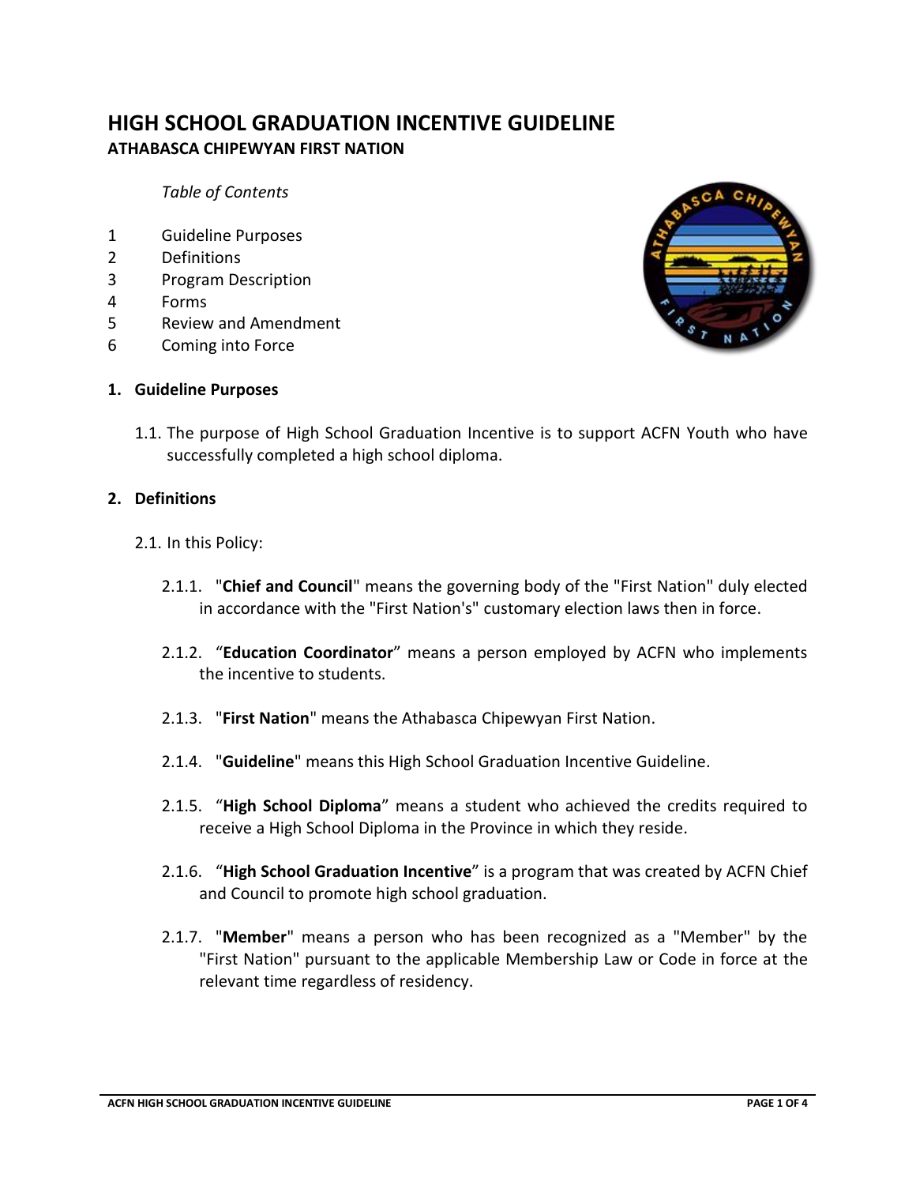# HIGH SCHOOL GRADUATION INCENTIVE GUIDELINE

## ATHABASCA CHIPEWYAN FIRST NATION

*Table of Contents*

1 Guideline Purposes
2 Definitions
3 Program Description
4 Forms
5 Review and Amendment
6 Coming into Force

### 1. Guideline Purposes

1.1. The purpose of High School Graduation Incentive is to support ACFN Youth who have successfully completed a high school diploma.

### 2. Definitions

2.1. In this Policy:

2.1.1. "**Chief and Council**" means the governing body of the "First Nation" duly elected in accordance with the "First Nation's" customary election laws then in force.

2.1.2. "**Education Coordinator**" means a person employed by ACFN who implements the incentive to students.

2.1.3. "**First Nation**" means the Athabasca Chipewyan First Nation.

2.1.4. "**Guideline**" means this High School Graduation Incentive Guideline.

2.1.5. "**High School Diploma**" means a student who achieved the credits required to receive a High School Diploma in the Province in which they reside.

2.1.6. "**High School Graduation Incentive**" is a program that was created by ACFN Chief and Council to promote high school graduation.

2.1.7. "**Member**" means a person who has been recognized as a "Member" by the "First Nation" pursuant to the applicable Membership Law or Code in force at the relevant time regardless of residency.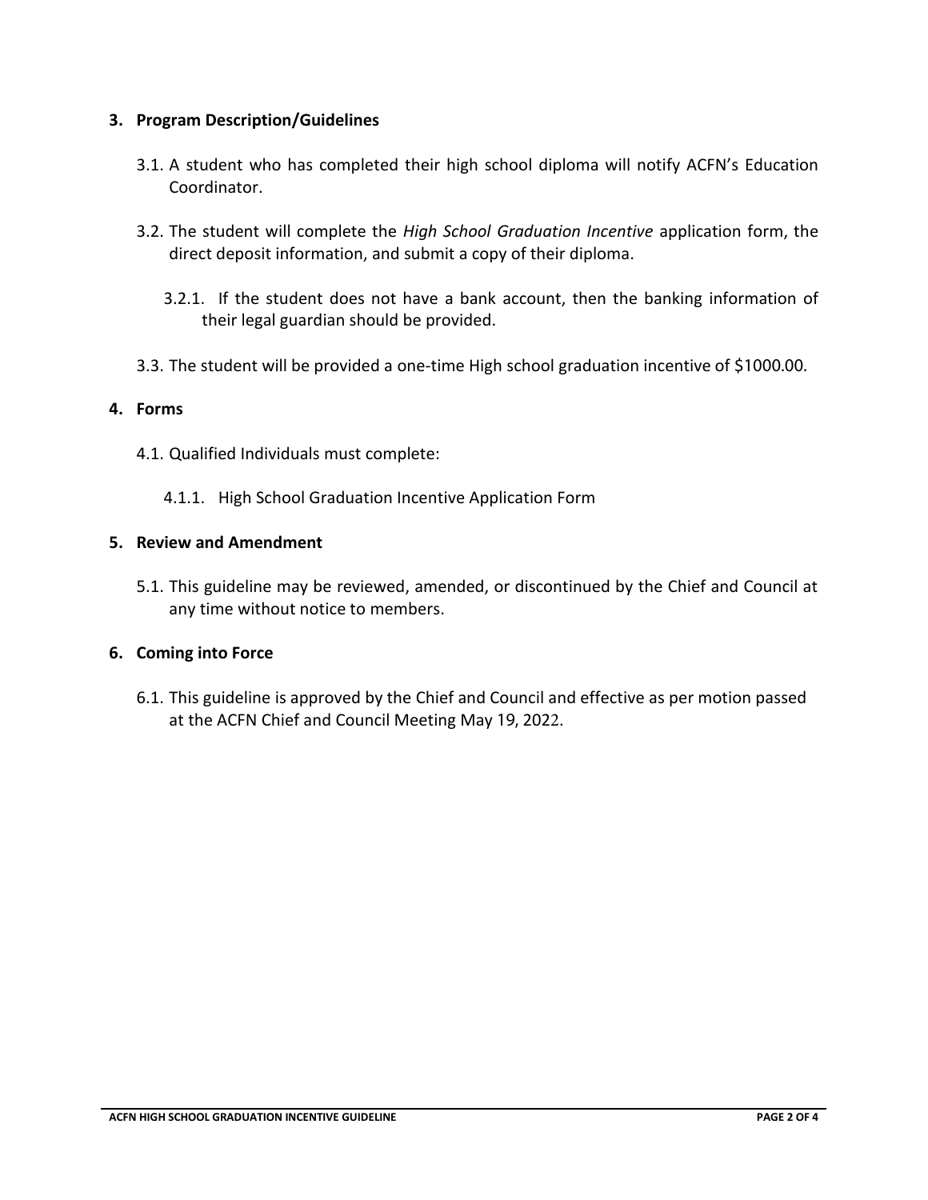## 3. Program Description/Guidelines

3.1. A student who has completed their high school diploma will notify ACFN's Education Coordinator.

3.2. The student will complete the *High School Graduation Incentive* application form, the direct deposit information, and submit a copy of their diploma.

3.2.1. If the student does not have a bank account, then the banking information of their legal guardian should be provided.

3.3. The student will be provided a one-time High school graduation incentive of $1000.00.

## 4. Forms

4.1. Qualified Individuals must complete:

4.1.1. High School Graduation Incentive Application Form

## 5. Review and Amendment

5.1. This guideline may be reviewed, amended, or discontinued by the Chief and Council at any time without notice to members.

## 6. Coming into Force

6.1. This guideline is approved by the Chief and Council and effective as per motion passed at the ACFN Chief and Council Meeting May 19, 2022.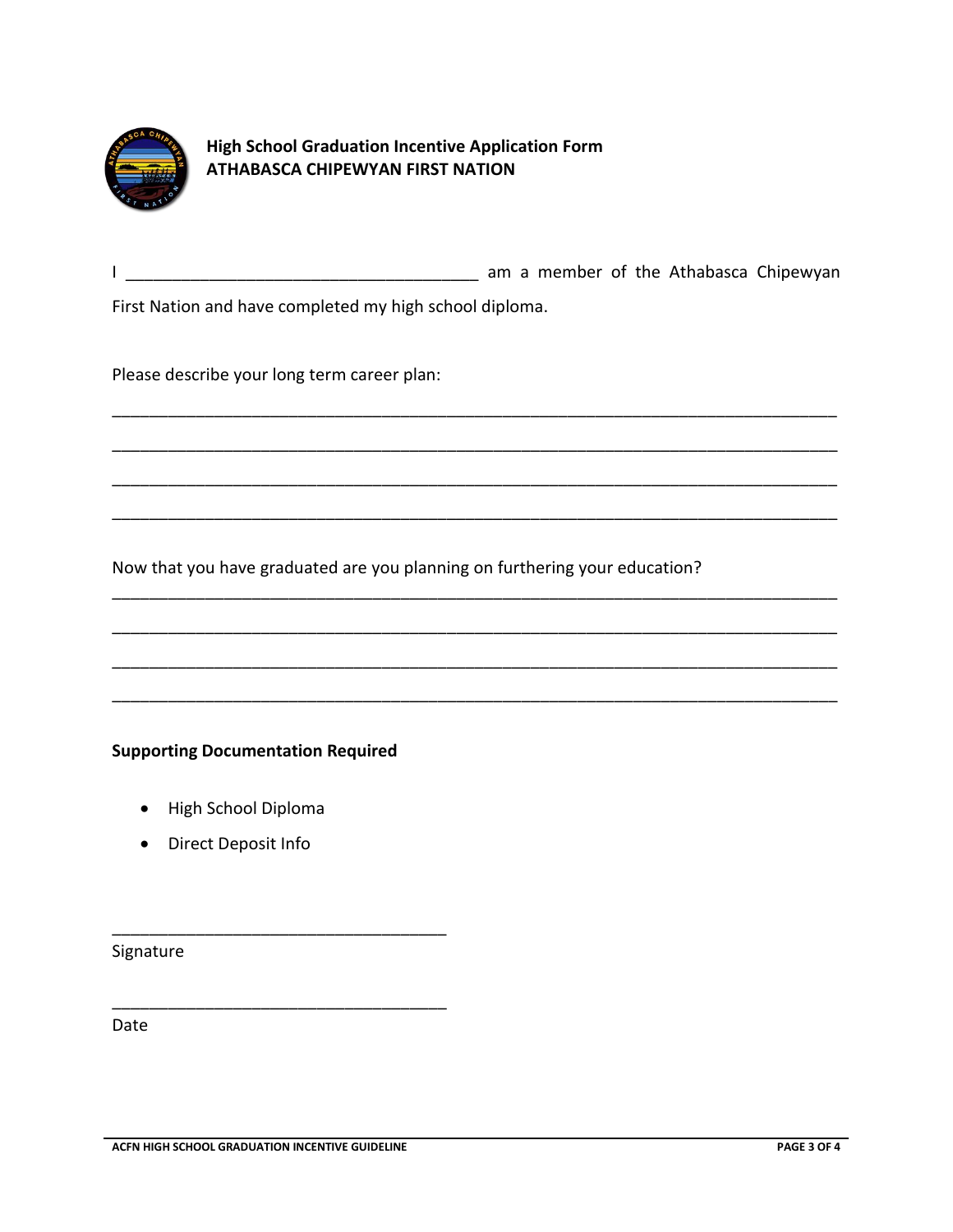**High School Graduation Incentive Application Form**
**ATHABASCA CHIPEWYAN FIRST NATION**

I ______________________________________ am a member of the Athabasca Chipewyan First Nation and have completed my high school diploma.

Please describe your long term career plan:

_______________________________________________________________________________

_______________________________________________________________________________

_______________________________________________________________________________

_______________________________________________________________________________

Now that you have graduated are you planning on furthering your education?

_______________________________________________________________________________

_______________________________________________________________________________

_______________________________________________________________________________

_______________________________________________________________________________

**Supporting Documentation Required**

- High School Diploma
- Direct Deposit Info

____________________________________

Signature

____________________________________

Date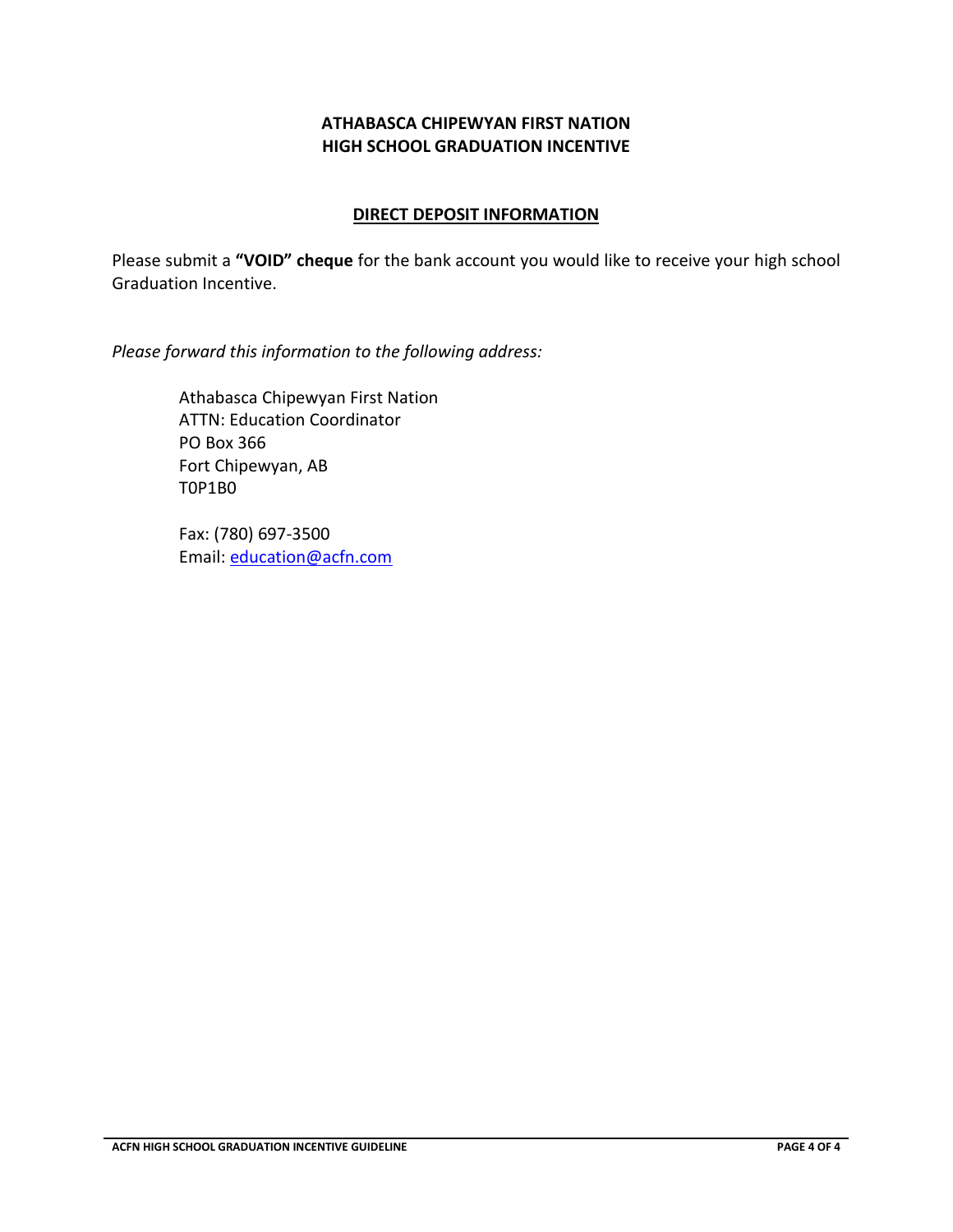**ATHABASCA CHIPEWYAN FIRST NATION**
**HIGH SCHOOL GRADUATION INCENTIVE**

## DIRECT DEPOSIT INFORMATION

Please submit a **"VOID" cheque** for the bank account you would like to receive your high school Graduation Incentive.

*Please forward this information to the following address:*

Athabasca Chipewyan First Nation
ATTN: Education Coordinator
PO Box 366
Fort Chipewyan, AB
T0P1B0

Fax: (780) 697-3500
Email: education@acfn.com